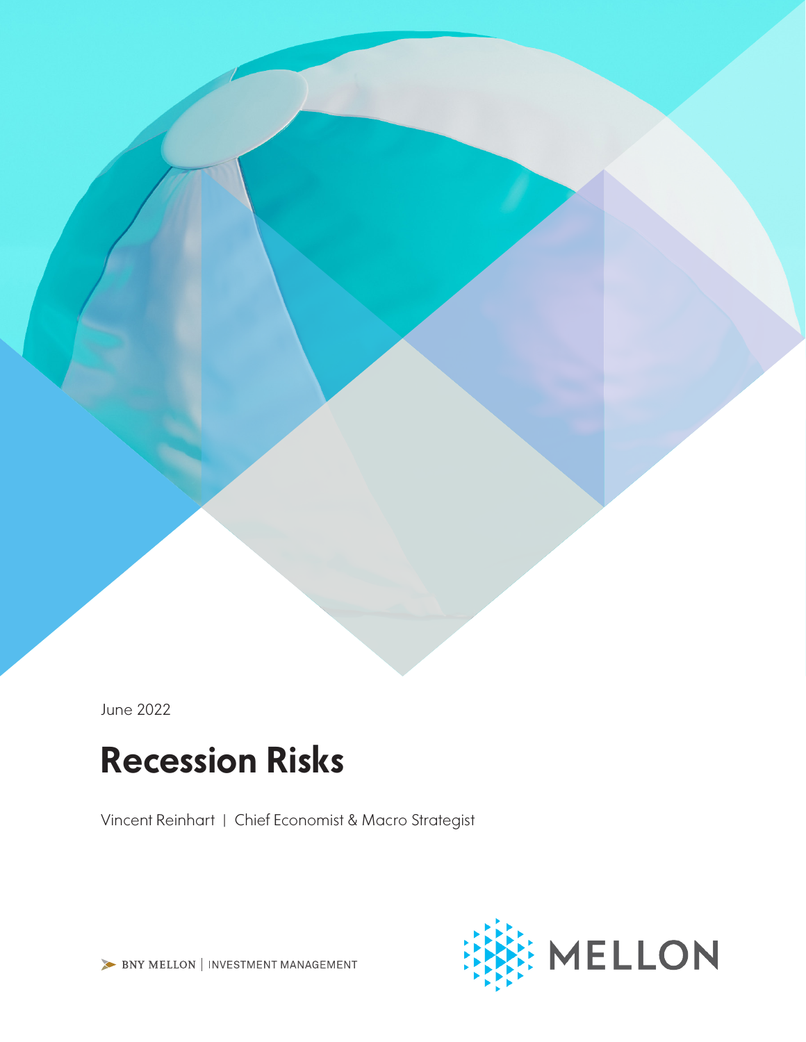June 2022

# Recession Risks

Vincent Reinhart | Chief Economist & Macro Strategist

BNY MELLON | INVESTMENT MANAGEMENT

MELLON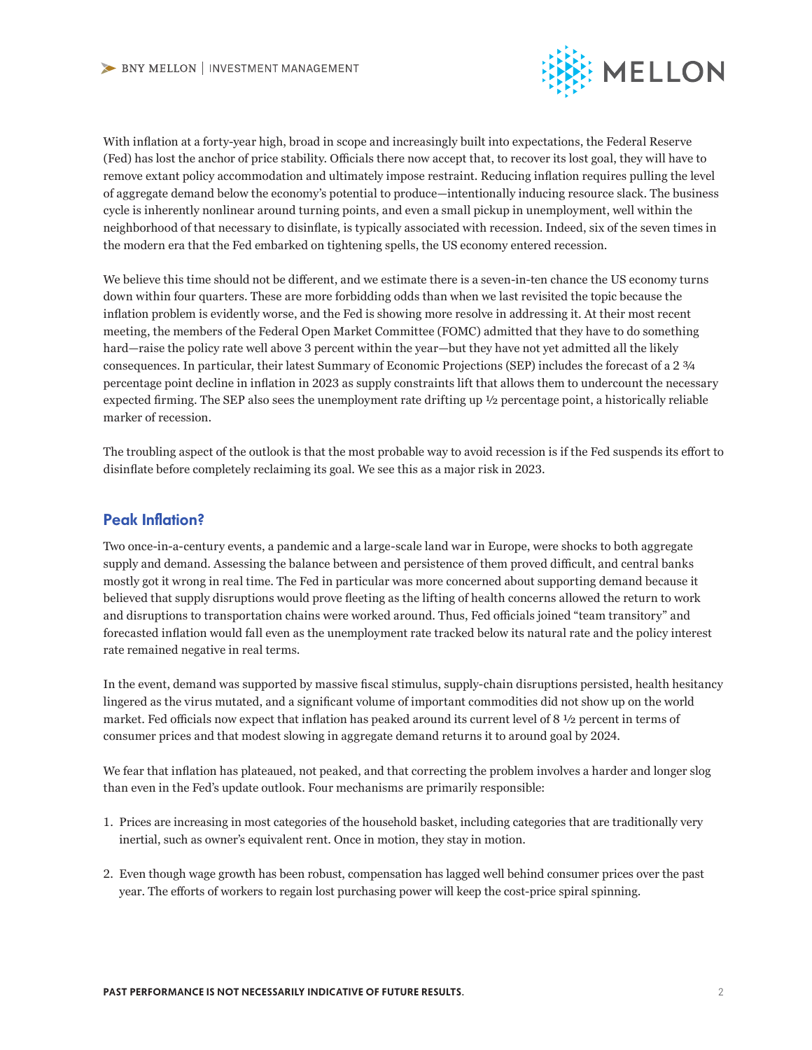With inflation at a forty-year high, broad in scope and increasingly built into expectations, the Federal Reserve (Fed) has lost the anchor of price stability. Officials there now accept that, to recover its lost goal, they will have to remove extant policy accommodation and ultimately impose restraint. Reducing inflation requires pulling the level of aggregate demand below the economy's potential to produce—intentionally inducing resource slack. The business cycle is inherently nonlinear around turning points, and even a small pickup in unemployment, well within the neighborhood of that necessary to disinflate, is typically associated with recession. Indeed, six of the seven times in the modern era that the Fed embarked on tightening spells, the US economy entered recession.

We believe this time should not be different, and we estimate there is a seven-in-ten chance the US economy turns down within four quarters. These are more forbidding odds than when we last revisited the topic because the inflation problem is evidently worse, and the Fed is showing more resolve in addressing it. At their most recent meeting, the members of the Federal Open Market Committee (FOMC) admitted that they have to do something hard—raise the policy rate well above 3 percent within the year—but they have not yet admitted all the likely consequences. In particular, their latest Summary of Economic Projections (SEP) includes the forecast of a 2 ¾ percentage point decline in inflation in 2023 as supply constraints lift that allows them to undercount the necessary expected firming. The SEP also sees the unemployment rate drifting up ½ percentage point, a historically reliable marker of recession.

The troubling aspect of the outlook is that the most probable way to avoid recession is if the Fed suspends its effort to disinflate before completely reclaiming its goal. We see this as a major risk in 2023.

## Peak Inflation?

Two once-in-a-century events, a pandemic and a large-scale land war in Europe, were shocks to both aggregate supply and demand. Assessing the balance between and persistence of them proved difficult, and central banks mostly got it wrong in real time. The Fed in particular was more concerned about supporting demand because it believed that supply disruptions would prove fleeting as the lifting of health concerns allowed the return to work and disruptions to transportation chains were worked around. Thus, Fed officials joined "team transitory" and forecasted inflation would fall even as the unemployment rate tracked below its natural rate and the policy interest rate remained negative in real terms.

In the event, demand was supported by massive fiscal stimulus, supply-chain disruptions persisted, health hesitancy lingered as the virus mutated, and a significant volume of important commodities did not show up on the world market. Fed officials now expect that inflation has peaked around its current level of 8 ½ percent in terms of consumer prices and that modest slowing in aggregate demand returns it to around goal by 2024.

We fear that inflation has plateaued, not peaked, and that correcting the problem involves a harder and longer slog than even in the Fed's update outlook. Four mechanisms are primarily responsible:

1. Prices are increasing in most categories of the household basket, including categories that are traditionally very inertial, such as owner's equivalent rent. Once in motion, they stay in motion.
2. Even though wage growth has been robust, compensation has lagged well behind consumer prices over the past year. The efforts of workers to regain lost purchasing power will keep the cost-price spiral spinning.

**PAST PERFORMANCE IS NOT NECESSARILY INDICATIVE OF FUTURE RESULTS.**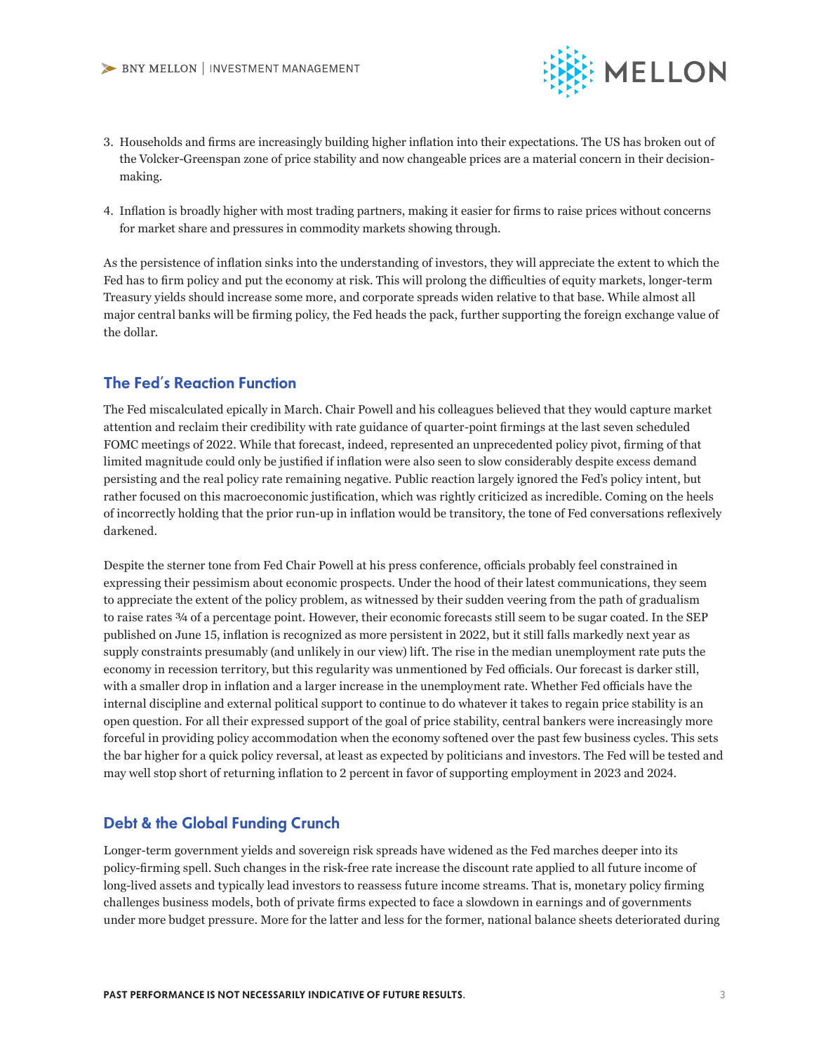3. Households and firms are increasingly building higher inflation into their expectations. The US has broken out of the Volcker-Greenspan zone of price stability and now changeable prices are a material concern in their decision-making.

4. Inflation is broadly higher with most trading partners, making it easier for firms to raise prices without concerns for market share and pressures in commodity markets showing through.

As the persistence of inflation sinks into the understanding of investors, they will appreciate the extent to which the Fed has to firm policy and put the economy at risk. This will prolong the difficulties of equity markets, longer-term Treasury yields should increase some more, and corporate spreads widen relative to that base. While almost all major central banks will be firming policy, the Fed heads the pack, further supporting the foreign exchange value of the dollar.

## The Fed's Reaction Function

The Fed miscalculated epically in March. Chair Powell and his colleagues believed that they would capture market attention and reclaim their credibility with rate guidance of quarter-point firmings at the last seven scheduled FOMC meetings of 2022. While that forecast, indeed, represented an unprecedented policy pivot, firming of that limited magnitude could only be justified if inflation were also seen to slow considerably despite excess demand persisting and the real policy rate remaining negative. Public reaction largely ignored the Fed's policy intent, but rather focused on this macroeconomic justification, which was rightly criticized as incredible. Coming on the heels of incorrectly holding that the prior run-up in inflation would be transitory, the tone of Fed conversations reflexively darkened.

Despite the sterner tone from Fed Chair Powell at his press conference, officials probably feel constrained in expressing their pessimism about economic prospects. Under the hood of their latest communications, they seem to appreciate the extent of the policy problem, as witnessed by their sudden veering from the path of gradualism to raise rates ¾ of a percentage point. However, their economic forecasts still seem to be sugar coated. In the SEP published on June 15, inflation is recognized as more persistent in 2022, but it still falls markedly next year as supply constraints presumably (and unlikely in our view) lift. The rise in the median unemployment rate puts the economy in recession territory, but this regularity was unmentioned by Fed officials. Our forecast is darker still, with a smaller drop in inflation and a larger increase in the unemployment rate. Whether Fed officials have the internal discipline and external political support to continue to do whatever it takes to regain price stability is an open question. For all their expressed support of the goal of price stability, central bankers were increasingly more forceful in providing policy accommodation when the economy softened over the past few business cycles. This sets the bar higher for a quick policy reversal, at least as expected by politicians and investors. The Fed will be tested and may well stop short of returning inflation to 2 percent in favor of supporting employment in 2023 and 2024.

## Debt & the Global Funding Crunch

Longer-term government yields and sovereign risk spreads have widened as the Fed marches deeper into its policy-firming spell. Such changes in the risk-free rate increase the discount rate applied to all future income of long-lived assets and typically lead investors to reassess future income streams. That is, monetary policy firming challenges business models, both of private firms expected to face a slowdown in earnings and of governments under more budget pressure. More for the latter and less for the former, national balance sheets deteriorated during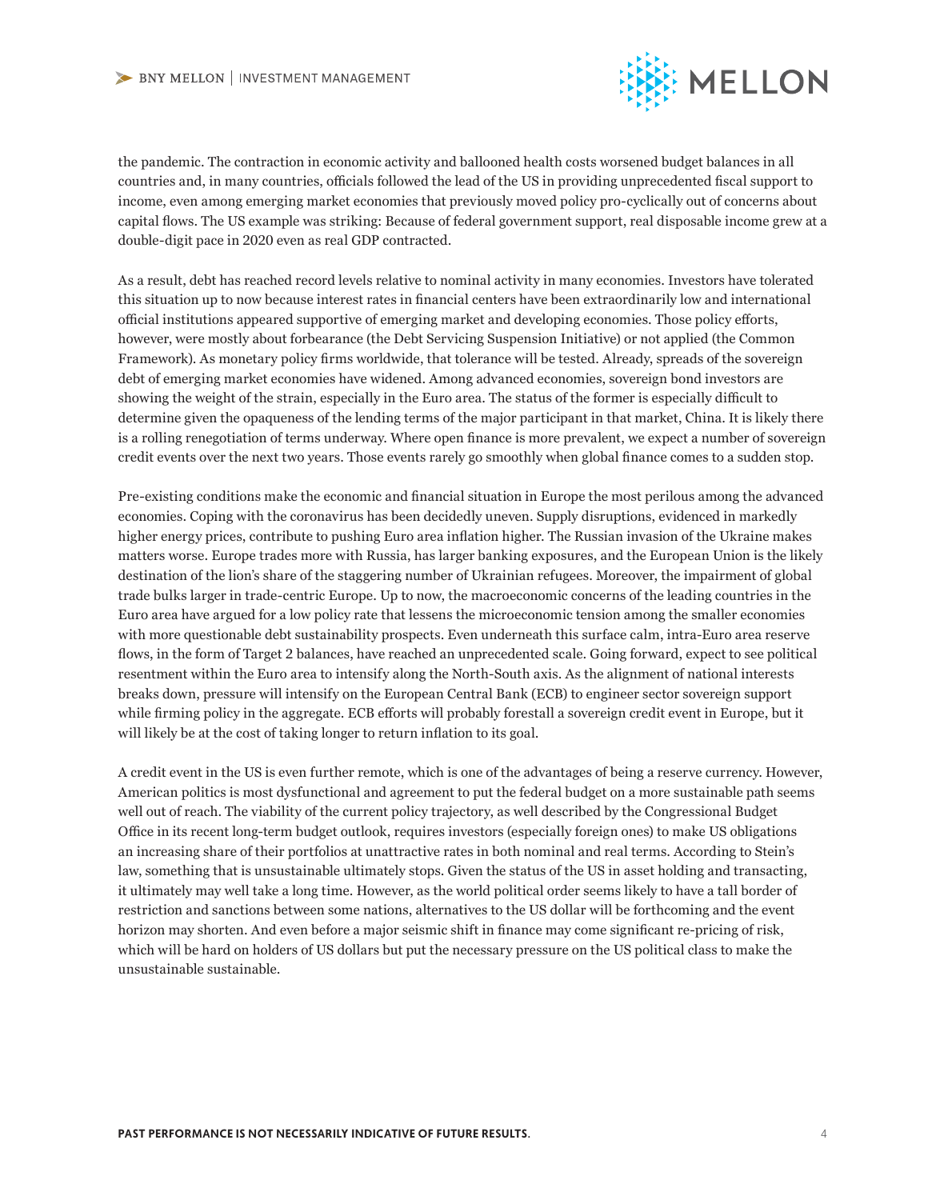the pandemic. The contraction in economic activity and ballooned health costs worsened budget balances in all countries and, in many countries, officials followed the lead of the US in providing unprecedented fiscal support to income, even among emerging market economies that previously moved policy pro-cyclically out of concerns about capital flows. The US example was striking: Because of federal government support, real disposable income grew at a double-digit pace in 2020 even as real GDP contracted.

As a result, debt has reached record levels relative to nominal activity in many economies. Investors have tolerated this situation up to now because interest rates in financial centers have been extraordinarily low and international official institutions appeared supportive of emerging market and developing economies. Those policy efforts, however, were mostly about forbearance (the Debt Servicing Suspension Initiative) or not applied (the Common Framework). As monetary policy firms worldwide, that tolerance will be tested. Already, spreads of the sovereign debt of emerging market economies have widened. Among advanced economies, sovereign bond investors are showing the weight of the strain, especially in the Euro area. The status of the former is especially difficult to determine given the opaqueness of the lending terms of the major participant in that market, China. It is likely there is a rolling renegotiation of terms underway. Where open finance is more prevalent, we expect a number of sovereign credit events over the next two years. Those events rarely go smoothly when global finance comes to a sudden stop.

Pre-existing conditions make the economic and financial situation in Europe the most perilous among the advanced economies. Coping with the coronavirus has been decidedly uneven. Supply disruptions, evidenced in markedly higher energy prices, contribute to pushing Euro area inflation higher. The Russian invasion of the Ukraine makes matters worse. Europe trades more with Russia, has larger banking exposures, and the European Union is the likely destination of the lion's share of the staggering number of Ukrainian refugees. Moreover, the impairment of global trade bulks larger in trade-centric Europe. Up to now, the macroeconomic concerns of the leading countries in the Euro area have argued for a low policy rate that lessens the microeconomic tension among the smaller economies with more questionable debt sustainability prospects. Even underneath this surface calm, intra-Euro area reserve flows, in the form of Target 2 balances, have reached an unprecedented scale. Going forward, expect to see political resentment within the Euro area to intensify along the North-South axis. As the alignment of national interests breaks down, pressure will intensify on the European Central Bank (ECB) to engineer sector sovereign support while firming policy in the aggregate. ECB efforts will probably forestall a sovereign credit event in Europe, but it will likely be at the cost of taking longer to return inflation to its goal.

A credit event in the US is even further remote, which is one of the advantages of being a reserve currency. However, American politics is most dysfunctional and agreement to put the federal budget on a more sustainable path seems well out of reach. The viability of the current policy trajectory, as well described by the Congressional Budget Office in its recent long-term budget outlook, requires investors (especially foreign ones) to make US obligations an increasing share of their portfolios at unattractive rates in both nominal and real terms. According to Stein's law, something that is unsustainable ultimately stops. Given the status of the US in asset holding and transacting, it ultimately may well take a long time. However, as the world political order seems likely to have a tall border of restriction and sanctions between some nations, alternatives to the US dollar will be forthcoming and the event horizon may shorten. And even before a major seismic shift in finance may come significant re-pricing of risk, which will be hard on holders of US dollars but put the necessary pressure on the US political class to make the unsustainable sustainable.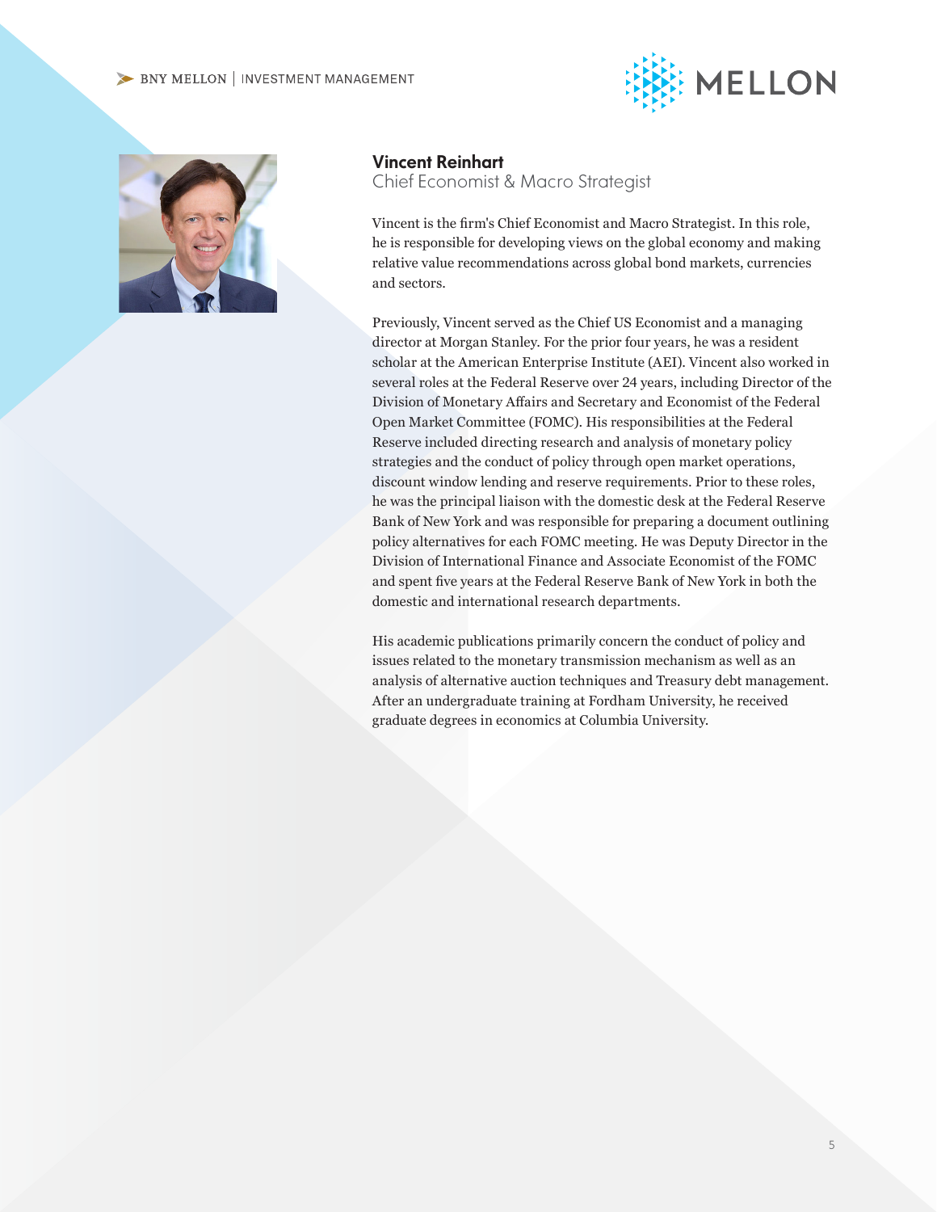## Vincent Reinhart

Chief Economist & Macro Strategist

Vincent is the firm's Chief Economist and Macro Strategist. In this role, he is responsible for developing views on the global economy and making relative value recommendations across global bond markets, currencies and sectors.

Previously, Vincent served as the Chief US Economist and a managing director at Morgan Stanley. For the prior four years, he was a resident scholar at the American Enterprise Institute (AEI). Vincent also worked in several roles at the Federal Reserve over 24 years, including Director of the Division of Monetary Affairs and Secretary and Economist of the Federal Open Market Committee (FOMC). His responsibilities at the Federal Reserve included directing research and analysis of monetary policy strategies and the conduct of policy through open market operations, discount window lending and reserve requirements. Prior to these roles, he was the principal liaison with the domestic desk at the Federal Reserve Bank of New York and was responsible for preparing a document outlining policy alternatives for each FOMC meeting. He was Deputy Director in the Division of International Finance and Associate Economist of the FOMC and spent five years at the Federal Reserve Bank of New York in both the domestic and international research departments.

His academic publications primarily concern the conduct of policy and issues related to the monetary transmission mechanism as well as an analysis of alternative auction techniques and Treasury debt management. After an undergraduate training at Fordham University, he received graduate degrees in economics at Columbia University.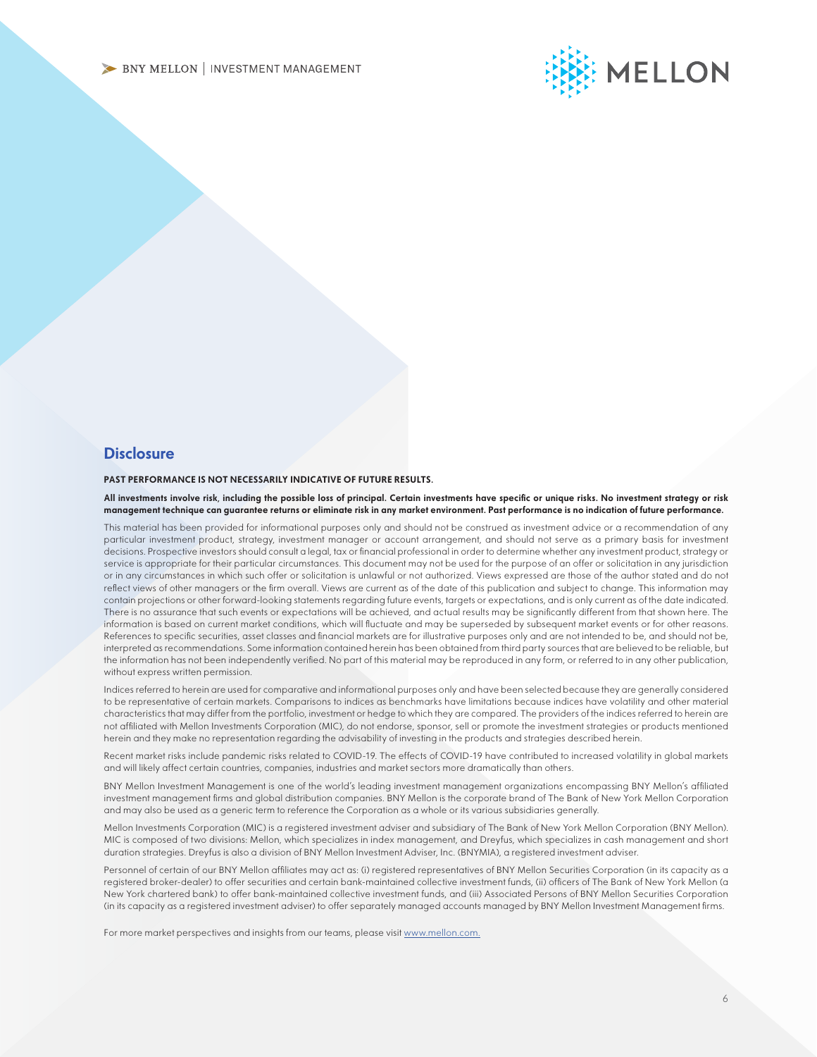## Disclosure

**PAST PERFORMANCE IS NOT NECESSARILY INDICATIVE OF FUTURE RESULTS.**

**All investments involve risk, including the possible loss of principal. Certain investments have specific or unique risks. No investment strategy or risk management technique can guarantee returns or eliminate risk in any market environment. Past performance is no indication of future performance.**

This material has been provided for informational purposes only and should not be construed as investment advice or a recommendation of any particular investment product, strategy, investment manager or account arrangement, and should not serve as a primary basis for investment decisions. Prospective investors should consult a legal, tax or financial professional in order to determine whether any investment product, strategy or service is appropriate for their particular circumstances. This document may not be used for the purpose of an offer or solicitation in any jurisdiction or in any circumstances in which such offer or solicitation is unlawful or not authorized. Views expressed are those of the author stated and do not reflect views of other managers or the firm overall. Views are current as of the date of this publication and subject to change. This information may contain projections or other forward-looking statements regarding future events, targets or expectations, and is only current as of the date indicated. There is no assurance that such events or expectations will be achieved, and actual results may be significantly different from that shown here. The information is based on current market conditions, which will fluctuate and may be superseded by subsequent market events or for other reasons. References to specific securities, asset classes and financial markets are for illustrative purposes only and are not intended to be, and should not be, interpreted as recommendations. Some information contained herein has been obtained from third party sources that are believed to be reliable, but the information has not been independently verified. No part of this material may be reproduced in any form, or referred to in any other publication, without express written permission.

Indices referred to herein are used for comparative and informational purposes only and have been selected because they are generally considered to be representative of certain markets. Comparisons to indices as benchmarks have limitations because indices have volatility and other material characteristics that may differ from the portfolio, investment or hedge to which they are compared. The providers of the indices referred to herein are not affiliated with Mellon Investments Corporation (MIC), do not endorse, sponsor, sell or promote the investment strategies or products mentioned herein and they make no representation regarding the advisability of investing in the products and strategies described herein.

Recent market risks include pandemic risks related to COVID-19. The effects of COVID-19 have contributed to increased volatility in global markets and will likely affect certain countries, companies, industries and market sectors more dramatically than others.

BNY Mellon Investment Management is one of the world's leading investment management organizations encompassing BNY Mellon's affiliated investment management firms and global distribution companies. BNY Mellon is the corporate brand of The Bank of New York Mellon Corporation and may also be used as a generic term to reference the Corporation as a whole or its various subsidiaries generally.

Mellon Investments Corporation (MIC) is a registered investment adviser and subsidiary of The Bank of New York Mellon Corporation (BNY Mellon). MIC is composed of two divisions: Mellon, which specializes in index management, and Dreyfus, which specializes in cash management and short duration strategies. Dreyfus is also a division of BNY Mellon Investment Adviser, Inc. (BNYMIA), a registered investment adviser.

Personnel of certain of our BNY Mellon affiliates may act as: (i) registered representatives of BNY Mellon Securities Corporation (in its capacity as a registered broker-dealer) to offer securities and certain bank-maintained collective investment funds, (ii) officers of The Bank of New York Mellon (a New York chartered bank) to offer bank-maintained collective investment funds, and (iii) Associated Persons of BNY Mellon Securities Corporation (in its capacity as a registered investment adviser) to offer separately managed accounts managed by BNY Mellon Investment Management firms.

For more market perspectives and insights from our teams, please visit www.mellon.com.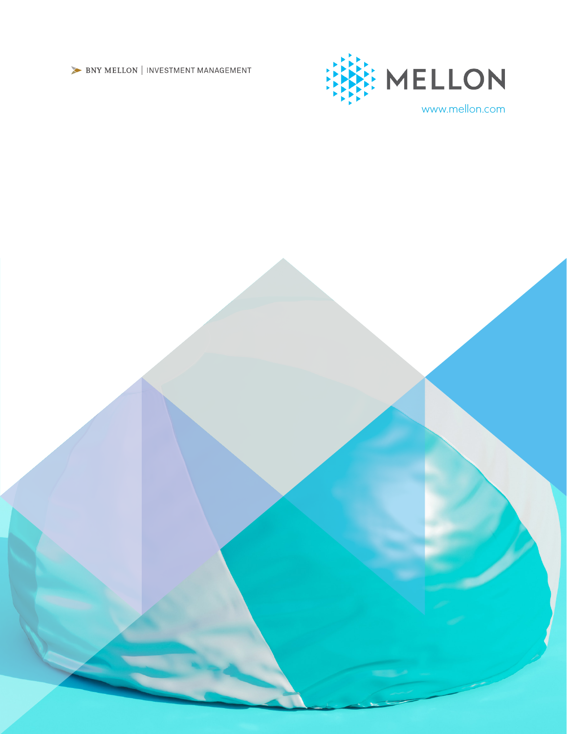BNY MELLON | INVESTMENT MANAGEMENT

MELLON

www.mellon.com